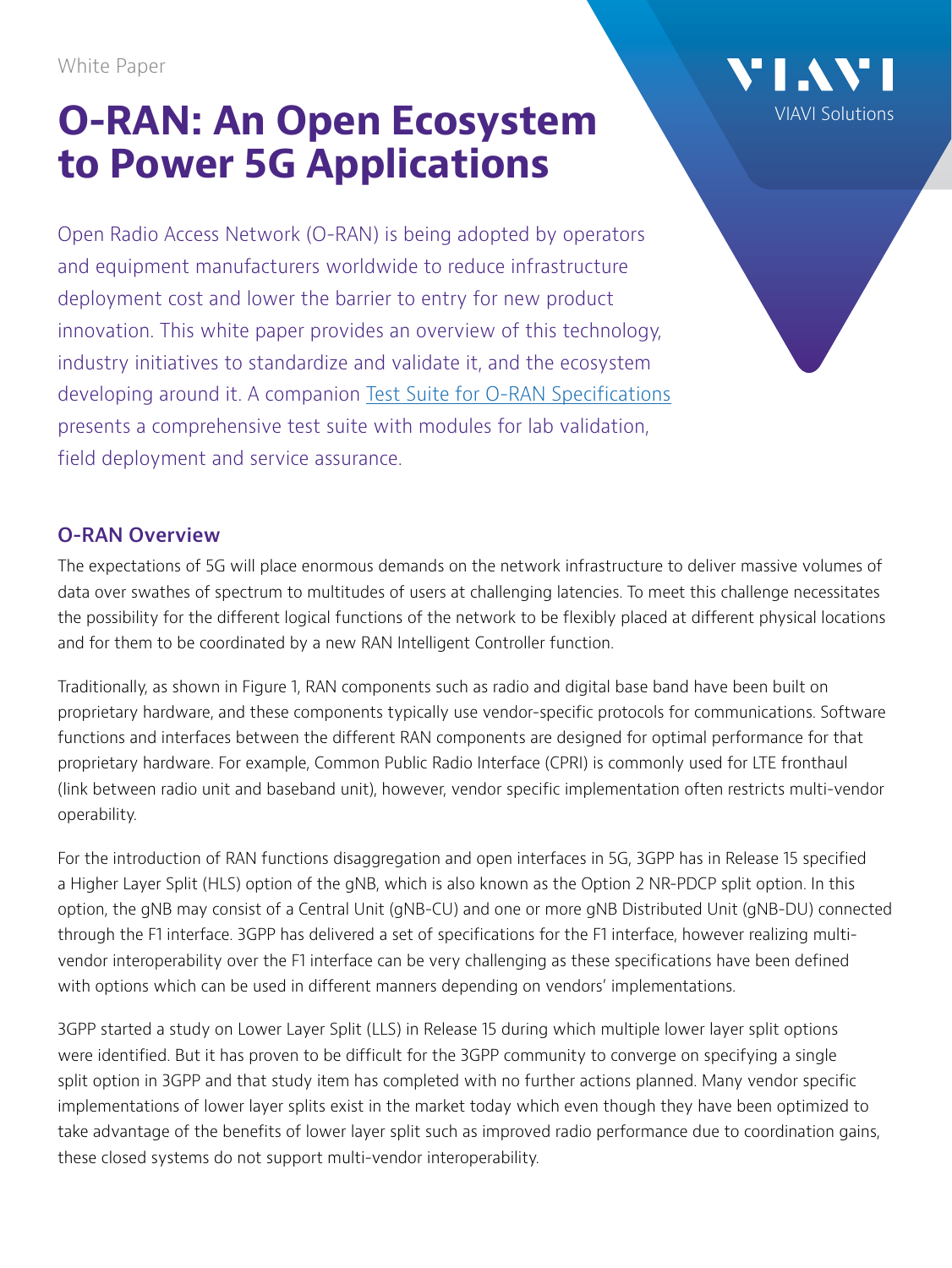White Paper

# O-RAN: An Open Ecosystem to Power 5G Applications

VIAVI Solutions

Open Radio Access Network (O-RAN) is being adopted by operators and equipment manufacturers worldwide to reduce infrastructure deployment cost and lower the barrier to entry for new product innovation. This white paper provides an overview of this technology, industry initiatives to standardize and validate it, and the ecosystem developing around it. A companion Test Suite for O-RAN Specifications presents a comprehensive test suite with modules for lab validation, field deployment and service assurance.

## O-RAN Overview

The expectations of 5G will place enormous demands on the network infrastructure to deliver massive volumes of data over swathes of spectrum to multitudes of users at challenging latencies. To meet this challenge necessitates the possibility for the different logical functions of the network to be flexibly placed at different physical locations and for them to be coordinated by a new RAN Intelligent Controller function.

Traditionally, as shown in Figure 1, RAN components such as radio and digital base band have been built on proprietary hardware, and these components typically use vendor-specific protocols for communications. Software functions and interfaces between the different RAN components are designed for optimal performance for that proprietary hardware. For example, Common Public Radio Interface (CPRI) is commonly used for LTE fronthaul (link between radio unit and baseband unit), however, vendor specific implementation often restricts multi-vendor operability.

For the introduction of RAN functions disaggregation and open interfaces in 5G, 3GPP has in Release 15 specified a Higher Layer Split (HLS) option of the gNB, which is also known as the Option 2 NR-PDCP split option. In this option, the gNB may consist of a Central Unit (gNB-CU) and one or more gNB Distributed Unit (gNB-DU) connected through the F1 interface. 3GPP has delivered a set of specifications for the F1 interface, however realizing multi-vendor interoperability over the F1 interface can be very challenging as these specifications have been defined with options which can be used in different manners depending on vendors' implementations.

3GPP started a study on Lower Layer Split (LLS) in Release 15 during which multiple lower layer split options were identified. But it has proven to be difficult for the 3GPP community to converge on specifying a single split option in 3GPP and that study item has completed with no further actions planned. Many vendor specific implementations of lower layer splits exist in the market today which even though they have been optimized to take advantage of the benefits of lower layer split such as improved radio performance due to coordination gains, these closed systems do not support multi-vendor interoperability.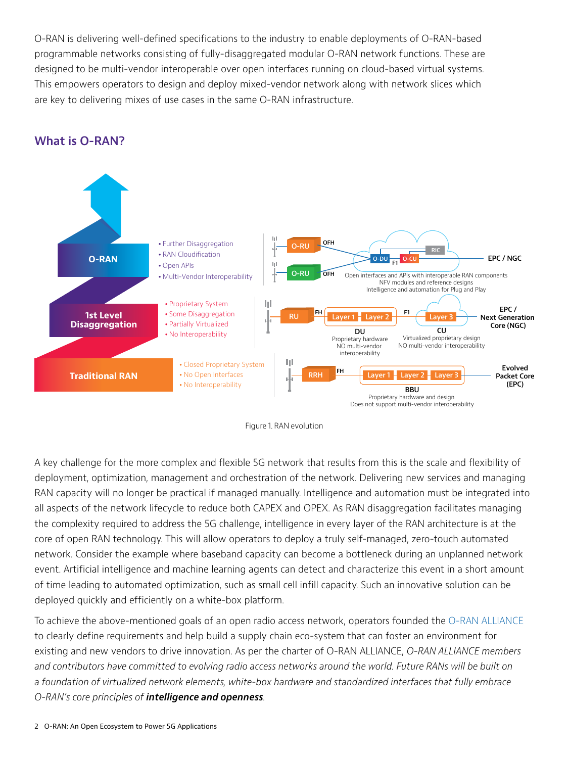O-RAN is delivering well-defined specifications to the industry to enable deployments of O-RAN-based programmable networks consisting of fully-disaggregated modular O-RAN network functions. These are designed to be multi-vendor interoperable over open interfaces running on cloud-based virtual systems. This empowers operators to design and deploy mixed-vendor network along with network slices which are key to delivering mixes of use cases in the same O-RAN infrastructure.

## What is O-RAN?

**O-RAN**
- Further Disaggregation
- RAN Cloudification
- Open APIs
- Multi-Vendor Interoperability

O-RU — OFH — O-DU — F1 — O-CU — RIC — EPC / NGC

Open interfaces and APIs with interoperable RAN components
NFV modules and reference designs
Intelligence and automation for Plug and Play

**1st Level Disaggregation**
- Proprietary System
- Some Disaggregation
- Partially Virtualized
- No Interoperability

RU — FH — DU (Layer 1, Layer 2) — F1 — CU (Layer 3) — EPC / Next Generation Core (NGC)

DU: Proprietary hardware, NO multi-vendor interoperability
CU: Virtualized proprietary design, NO multi-vendor interoperability

**Traditional RAN**
- Closed Proprietary System
- No Open Interfaces
- No Interoperability

RRH — FH — BBU (Layer 1, Layer 2, Layer 3) — Evolved Packet Core (EPC)

BBU: Proprietary hardware and design, Does not support multi-vendor interoperability

Figure 1. RAN evolution

A key challenge for the more complex and flexible 5G network that results from this is the scale and flexibility of deployment, optimization, management and orchestration of the network. Delivering new services and managing RAN capacity will no longer be practical if managed manually. Intelligence and automation must be integrated into all aspects of the network lifecycle to reduce both CAPEX and OPEX. As RAN disaggregation facilitates managing the complexity required to address the 5G challenge, intelligence in every layer of the RAN architecture is at the core of open RAN technology. This will allow operators to deploy a truly self-managed, zero-touch automated network. Consider the example where baseband capacity can become a bottleneck during an unplanned network event. Artificial intelligence and machine learning agents can detect and characterize this event in a short amount of time leading to automated optimization, such as small cell infill capacity. Such an innovative solution can be deployed quickly and efficiently on a white-box platform.

To achieve the above-mentioned goals of an open radio access network, operators founded the O-RAN ALLIANCE to clearly define requirements and help build a supply chain eco-system that can foster an environment for existing and new vendors to drive innovation. As per the charter of O-RAN ALLIANCE, *O-RAN ALLIANCE members and contributors have committed to evolving radio access networks around the world. Future RANs will be built on a foundation of virtualized network elements, white-box hardware and standardized interfaces that fully embrace O-RAN's core principles of* ***intelligence and openness***.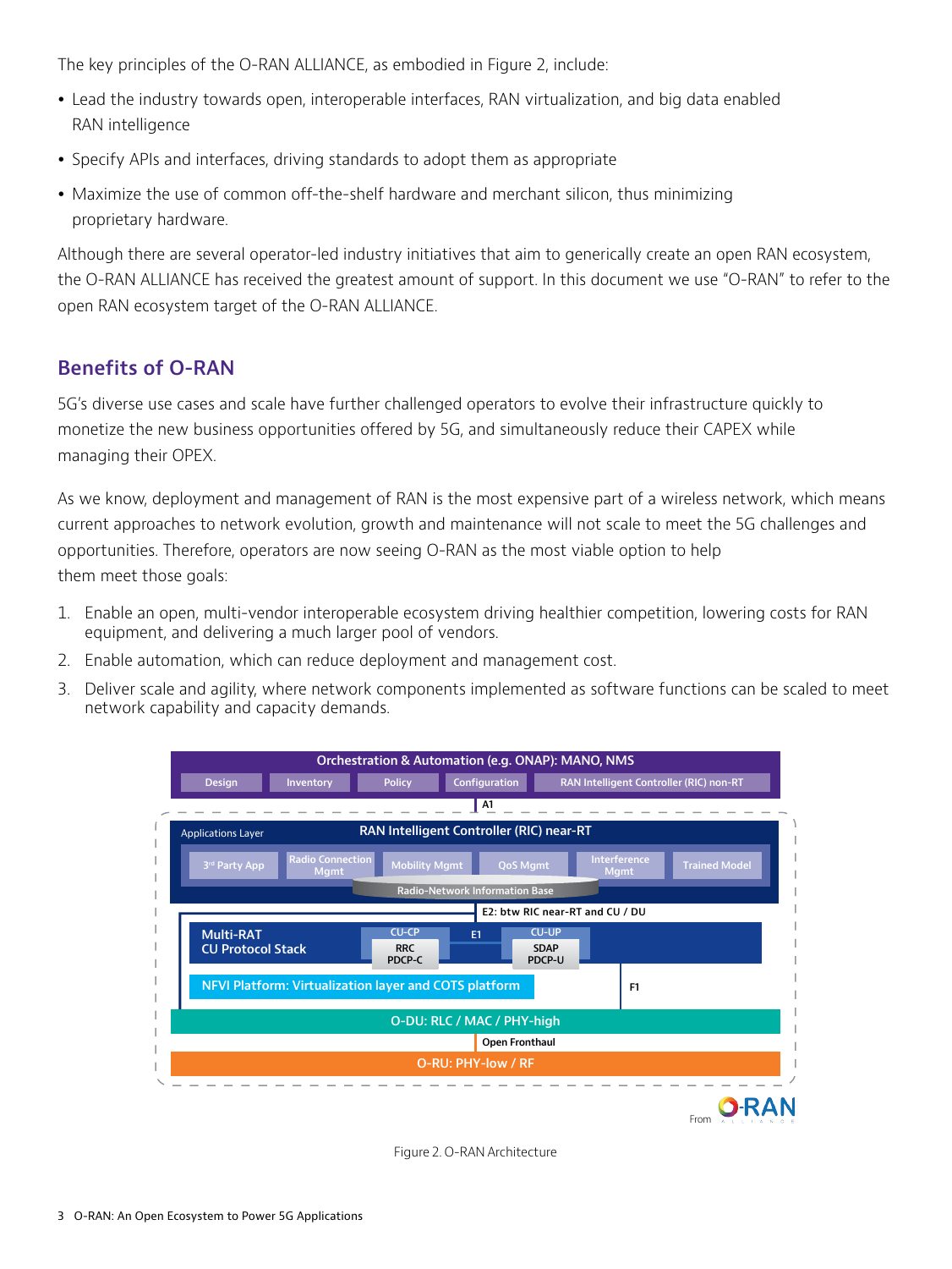The key principles of the O-RAN ALLIANCE, as embodied in Figure 2, include:

- Lead the industry towards open, interoperable interfaces, RAN virtualization, and big data enabled RAN intelligence
- Specify APIs and interfaces, driving standards to adopt them as appropriate
- Maximize the use of common off-the-shelf hardware and merchant silicon, thus minimizing proprietary hardware.

Although there are several operator-led industry initiatives that aim to generically create an open RAN ecosystem, the O-RAN ALLIANCE has received the greatest amount of support. In this document we use "O-RAN" to refer to the open RAN ecosystem target of the O-RAN ALLIANCE.

## Benefits of O-RAN

5G's diverse use cases and scale have further challenged operators to evolve their infrastructure quickly to monetize the new business opportunities offered by 5G, and simultaneously reduce their CAPEX while managing their OPEX.

As we know, deployment and management of RAN is the most expensive part of a wireless network, which means current approaches to network evolution, growth and maintenance will not scale to meet the 5G challenges and opportunities. Therefore, operators are now seeing O-RAN as the most viable option to help them meet those goals:

1. Enable an open, multi-vendor interoperable ecosystem driving healthier competition, lowering costs for RAN equipment, and delivering a much larger pool of vendors.
2. Enable automation, which can reduce deployment and management cost.
3. Deliver scale and agility, where network components implemented as software functions can be scaled to meet network capability and capacity demands.

Orchestration & Automation (e.g. ONAP): MANO, NMS

Design | Inventory | Policy | Configuration | RAN Intelligent Controller (RIC) non-RT

A1

Applications Layer — RAN Intelligent Controller (RIC) near-RT

3rd Party App | Radio Connection Mgmt | Mobility Mgmt | QoS Mgmt | Interference Mgmt | Trained Model

Radio-Network Information Base

E2: btw RIC near-RT and CU / DU

Multi-RAT CU Protocol Stack — CU-CP (RRC, PDCP-C) — E1 — CU-UP (SDAP, PDCP-U)

NFVI Platform: Virtualization layer and COTS platform

F1

O-DU: RLC / MAC / PHY-high

Open Fronthaul

O-RU: PHY-low / RF

From O-RAN ALLIANCE

Figure 2. O-RAN Architecture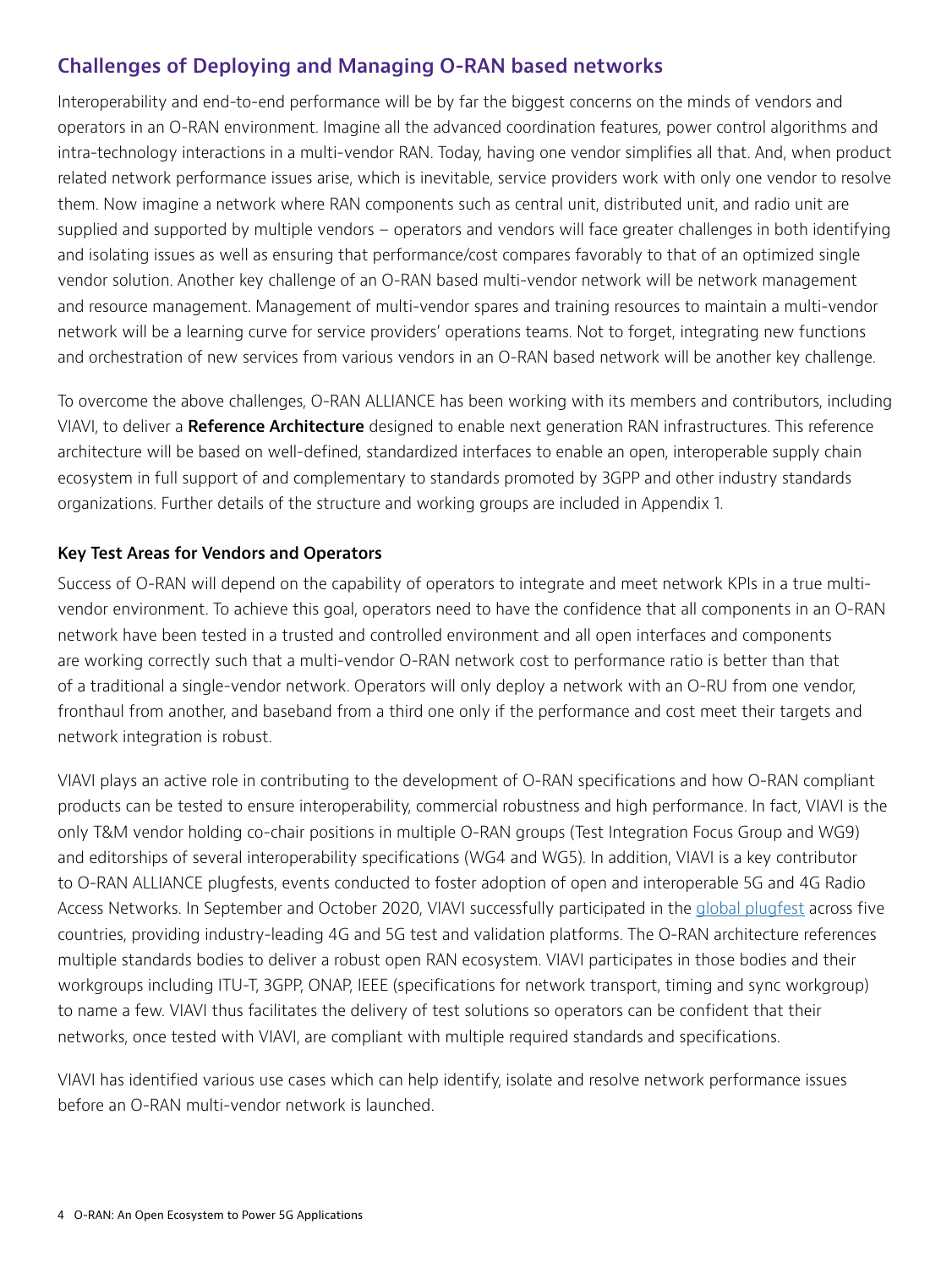## Challenges of Deploying and Managing O-RAN based networks

Interoperability and end-to-end performance will be by far the biggest concerns on the minds of vendors and operators in an O-RAN environment. Imagine all the advanced coordination features, power control algorithms and intra-technology interactions in a multi-vendor RAN. Today, having one vendor simplifies all that. And, when product related network performance issues arise, which is inevitable, service providers work with only one vendor to resolve them. Now imagine a network where RAN components such as central unit, distributed unit, and radio unit are supplied and supported by multiple vendors – operators and vendors will face greater challenges in both identifying and isolating issues as well as ensuring that performance/cost compares favorably to that of an optimized single vendor solution. Another key challenge of an O-RAN based multi-vendor network will be network management and resource management. Management of multi-vendor spares and training resources to maintain a multi-vendor network will be a learning curve for service providers' operations teams. Not to forget, integrating new functions and orchestration of new services from various vendors in an O-RAN based network will be another key challenge.

To overcome the above challenges, O-RAN ALLIANCE has been working with its members and contributors, including VIAVI, to deliver a **Reference Architecture** designed to enable next generation RAN infrastructures. This reference architecture will be based on well-defined, standardized interfaces to enable an open, interoperable supply chain ecosystem in full support of and complementary to standards promoted by 3GPP and other industry standards organizations. Further details of the structure and working groups are included in Appendix 1.

### Key Test Areas for Vendors and Operators

Success of O-RAN will depend on the capability of operators to integrate and meet network KPIs in a true multi-vendor environment. To achieve this goal, operators need to have the confidence that all components in an O-RAN network have been tested in a trusted and controlled environment and all open interfaces and components are working correctly such that a multi-vendor O-RAN network cost to performance ratio is better than that of a traditional a single-vendor network. Operators will only deploy a network with an O-RU from one vendor, fronthaul from another, and baseband from a third one only if the performance and cost meet their targets and network integration is robust.

VIAVI plays an active role in contributing to the development of O-RAN specifications and how O-RAN compliant products can be tested to ensure interoperability, commercial robustness and high performance. In fact, VIAVI is the only T&M vendor holding co-chair positions in multiple O-RAN groups (Test Integration Focus Group and WG9) and editorships of several interoperability specifications (WG4 and WG5). In addition, VIAVI is a key contributor to O-RAN ALLIANCE plugfests, events conducted to foster adoption of open and interoperable 5G and 4G Radio Access Networks. In September and October 2020, VIAVI successfully participated in the global plugfest across five countries, providing industry-leading 4G and 5G test and validation platforms. The O-RAN architecture references multiple standards bodies to deliver a robust open RAN ecosystem. VIAVI participates in those bodies and their workgroups including ITU-T, 3GPP, ONAP, IEEE (specifications for network transport, timing and sync workgroup) to name a few. VIAVI thus facilitates the delivery of test solutions so operators can be confident that their networks, once tested with VIAVI, are compliant with multiple required standards and specifications.

VIAVI has identified various use cases which can help identify, isolate and resolve network performance issues before an O-RAN multi-vendor network is launched.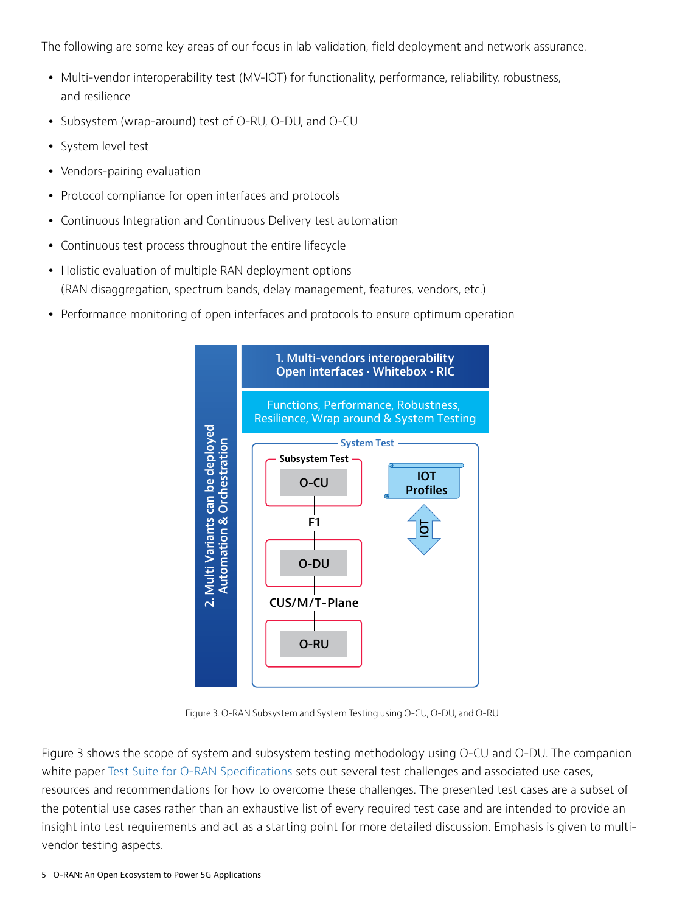The following are some key areas of our focus in lab validation, field deployment and network assurance.

- Multi-vendor interoperability test (MV-IOT) for functionality, performance, reliability, robustness, and resilience
- Subsystem (wrap-around) test of O-RU, O-DU, and O-CU
- System level test
- Vendors-pairing evaluation
- Protocol compliance for open interfaces and protocols
- Continuous Integration and Continuous Delivery test automation
- Continuous test process throughout the entire lifecycle
- Holistic evaluation of multiple RAN deployment options (RAN disaggregation, spectrum bands, delay management, features, vendors, etc.)
- Performance monitoring of open interfaces and protocols to ensure optimum operation

2. Multi Variants can be deployed Automation & Orchestration

1. Multi-vendors interoperability Open interfaces • Whitebox • RIC

Functions, Performance, Robustness, Resilience, Wrap around & System Testing

System Test

Subsystem Test

O-CU

F1

O-DU

CUS/M/T-Plane

O-RU

IOT Profiles

IOT

Figure 3. O-RAN Subsystem and System Testing using O-CU, O-DU, and O-RU

Figure 3 shows the scope of system and subsystem testing methodology using O-CU and O-DU. The companion white paper Test Suite for O-RAN Specifications sets out several test challenges and associated use cases, resources and recommendations for how to overcome these challenges. The presented test cases are a subset of the potential use cases rather than an exhaustive list of every required test case and are intended to provide an insight into test requirements and act as a starting point for more detailed discussion. Emphasis is given to multi-vendor testing aspects.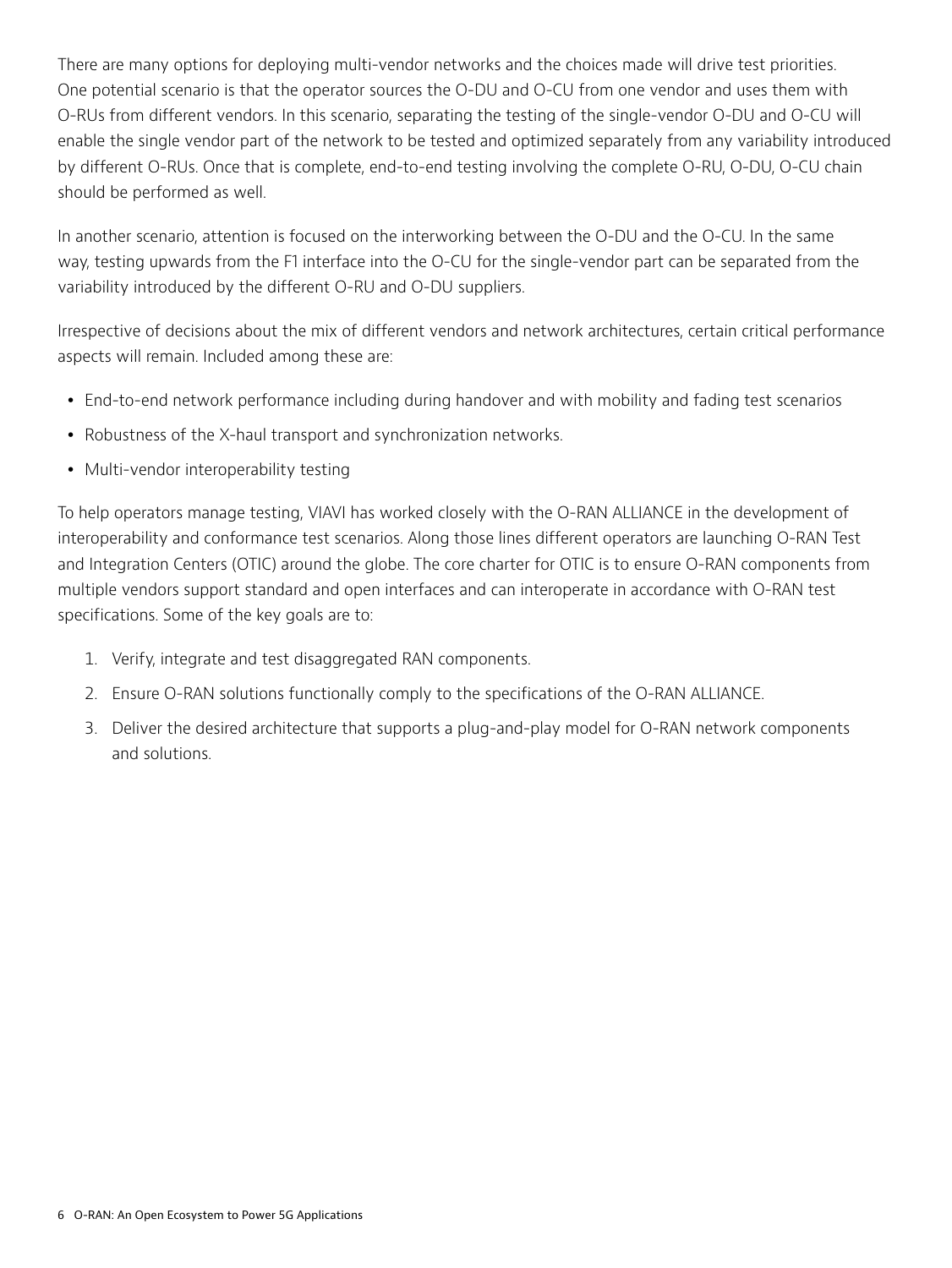There are many options for deploying multi-vendor networks and the choices made will drive test priorities. One potential scenario is that the operator sources the O-DU and O-CU from one vendor and uses them with O-RUs from different vendors. In this scenario, separating the testing of the single-vendor O-DU and O-CU will enable the single vendor part of the network to be tested and optimized separately from any variability introduced by different O-RUs. Once that is complete, end-to-end testing involving the complete O-RU, O-DU, O-CU chain should be performed as well.

In another scenario, attention is focused on the interworking between the O-DU and the O-CU. In the same way, testing upwards from the F1 interface into the O-CU for the single-vendor part can be separated from the variability introduced by the different O-RU and O-DU suppliers.

Irrespective of decisions about the mix of different vendors and network architectures, certain critical performance aspects will remain. Included among these are:

- End-to-end network performance including during handover and with mobility and fading test scenarios
- Robustness of the X-haul transport and synchronization networks.
- Multi-vendor interoperability testing

To help operators manage testing, VIAVI has worked closely with the O-RAN ALLIANCE in the development of interoperability and conformance test scenarios. Along those lines different operators are launching O-RAN Test and Integration Centers (OTIC) around the globe. The core charter for OTIC is to ensure O-RAN components from multiple vendors support standard and open interfaces and can interoperate in accordance with O-RAN test specifications. Some of the key goals are to:

1. Verify, integrate and test disaggregated RAN components.
2. Ensure O-RAN solutions functionally comply to the specifications of the O-RAN ALLIANCE.
3. Deliver the desired architecture that supports a plug-and-play model for O-RAN network components and solutions.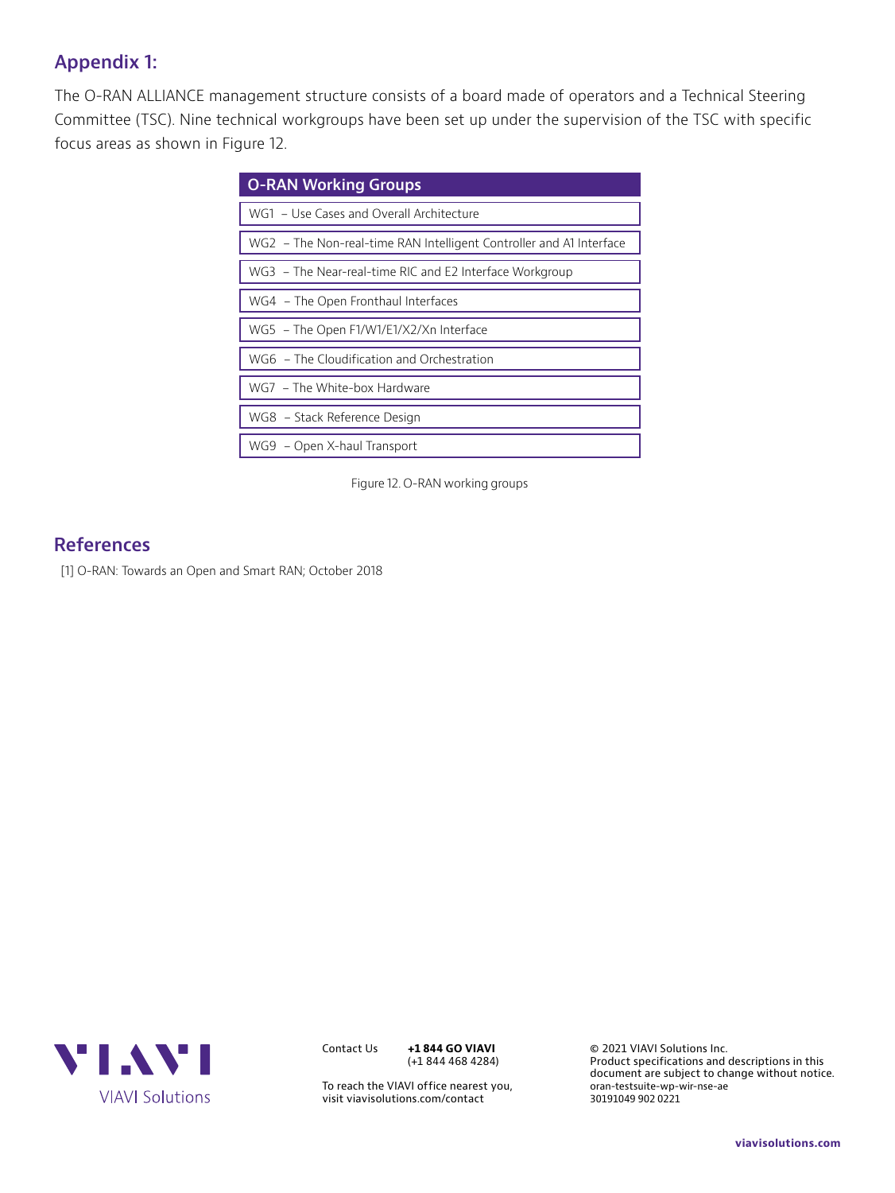## Appendix 1:

The O-RAN ALLIANCE management structure consists of a board made of operators and a Technical Steering Committee (TSC). Nine technical workgroups have been set up under the supervision of the TSC with specific focus areas as shown in Figure 12.

| O-RAN Working Groups |
|---|
| WG1 – Use Cases and Overall Architecture |
| WG2 – The Non-real-time RAN Intelligent Controller and A1 Interface |
| WG3 – The Near-real-time RIC and E2 Interface Workgroup |
| WG4 – The Open Fronthaul Interfaces |
| WG5 – The Open F1/W1/E1/X2/Xn Interface |
| WG6 – The Cloudification and Orchestration |
| WG7 – The White-box Hardware |
| WG8 – Stack Reference Design |
| WG9 – Open X-haul Transport |

Figure 12. O-RAN working groups

## References

[1] O-RAN: Towards an Open and Smart RAN; October 2018

VIAVI Solutions

Contact Us **+1 844 GO VIAVI** (+1 844 468 4284)

To reach the VIAVI office nearest you, visit viavisolutions.com/contact

© 2021 VIAVI Solutions Inc.
Product specifications and descriptions in this document are subject to change without notice.
oran-testsuite-wp-wir-nse-ae
30191049 902 0221

**viavisolutions.com**